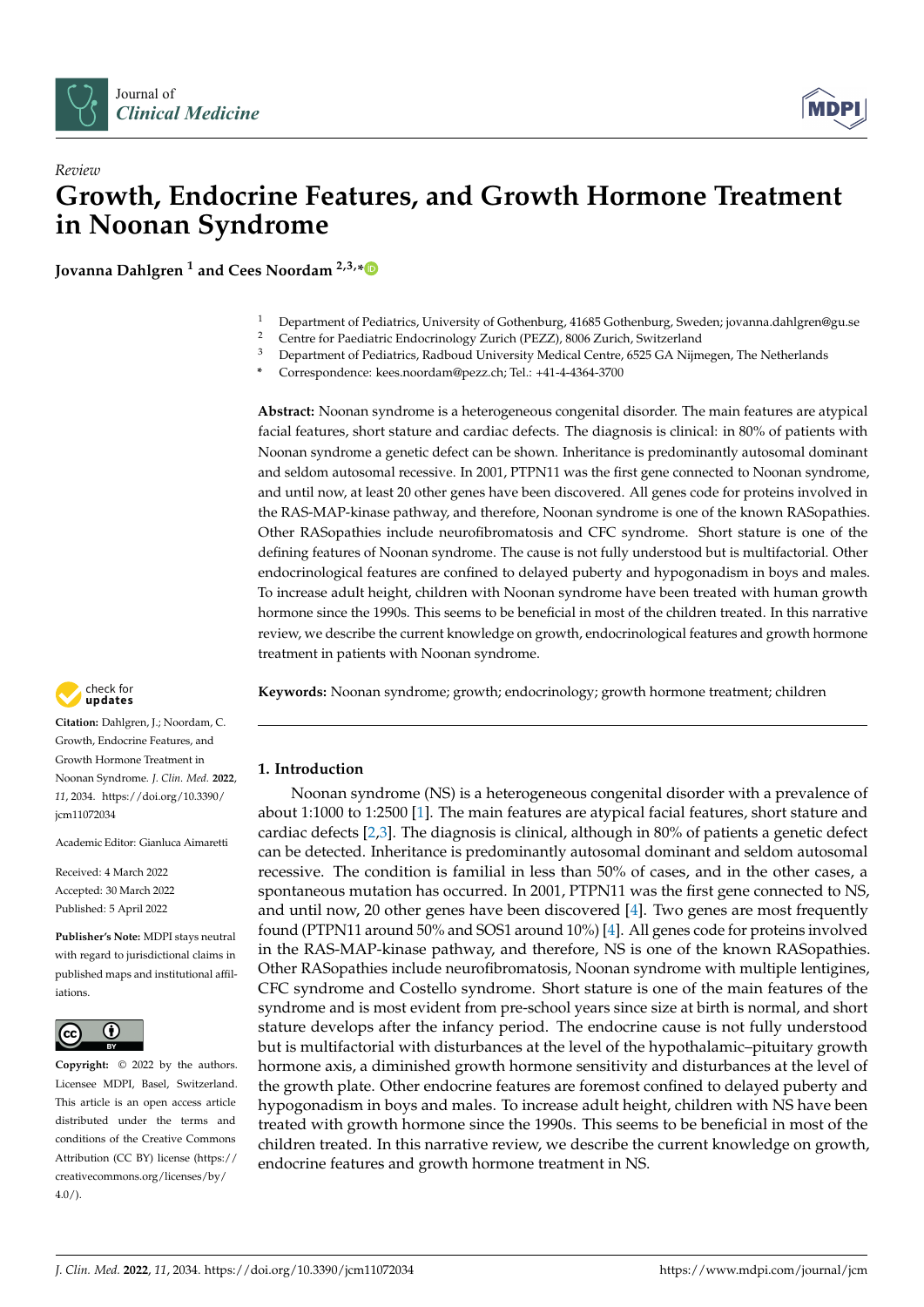*Review*

# Growth, Endocrine Features, and Growth Hormone Treatment in Noonan Syndrome

**Jovanna Dahlgren [1] and Cees Noordam [2,3,*]**

[1] Department of Pediatrics, University of Gothenburg, 41685 Gothenburg, Sweden; jovanna.dahlgren@gu.se
[2] Centre for Paediatric Endocrinology Zurich (PEZZ), 8006 Zurich, Switzerland
[3] Department of Pediatrics, Radboud University Medical Centre, 6525 GA Nijmegen, The Netherlands
* Correspondence: kees.noordam@pezz.ch; Tel.: +41-4-4364-3700

**Abstract:** Noonan syndrome is a heterogeneous congenital disorder. The main features are atypical facial features, short stature and cardiac defects. The diagnosis is clinical: in 80% of patients with Noonan syndrome a genetic defect can be shown. Inheritance is predominantly autosomal dominant and seldom autosomal recessive. In 2001, PTPN11 was the first gene connected to Noonan syndrome, and until now, at least 20 other genes have been discovered. All genes code for proteins involved in the RAS-MAP-kinase pathway, and therefore, Noonan syndrome is one of the known RASopathies. Other RASopathies include neurofibromatosis and CFC syndrome. Short stature is one of the defining features of Noonan syndrome. The cause is not fully understood but is multifactorial. Other endocrinological features are confined to delayed puberty and hypogonadism in boys and males. To increase adult height, children with Noonan syndrome have been treated with human growth hormone since the 1990s. This seems to be beneficial in most of the children treated. In this narrative review, we describe the current knowledge on growth, endocrinological features and growth hormone treatment in patients with Noonan syndrome.

**Keywords:** Noonan syndrome; growth; endocrinology; growth hormone treatment; children

**Citation:** Dahlgren, J.; Noordam, C. Growth, Endocrine Features, and Growth Hormone Treatment in Noonan Syndrome. *J. Clin. Med.* **2022**, *11*, 2034. https://doi.org/10.3390/jcm11072034

Academic Editor: Gianluca Aimaretti

Received: 4 March 2022
Accepted: 30 March 2022
Published: 5 April 2022

**Publisher's Note:** MDPI stays neutral with regard to jurisdictional claims in published maps and institutional affiliations.

**Copyright:** © 2022 by the authors. Licensee MDPI, Basel, Switzerland. This article is an open access article distributed under the terms and conditions of the Creative Commons Attribution (CC BY) license (https://creativecommons.org/licenses/by/4.0/).

## 1. Introduction

Noonan syndrome (NS) is a heterogeneous congenital disorder with a prevalence of about 1:1000 to 1:2500 [1]. The main features are atypical facial features, short stature and cardiac defects [2,3]. The diagnosis is clinical, although in 80% of patients a genetic defect can be detected. Inheritance is predominantly autosomal dominant and seldom autosomal recessive. The condition is familial in less than 50% of cases, and in the other cases, a spontaneous mutation has occurred. In 2001, PTPN11 was the first gene connected to NS, and until now, 20 other genes have been discovered [4]. Two genes are most frequently found (PTPN11 around 50% and SOS1 around 10%) [4]. All genes code for proteins involved in the RAS-MAP-kinase pathway, and therefore, NS is one of the known RASopathies. Other RASopathies include neurofibromatosis, Noonan syndrome with multiple lentigines, CFC syndrome and Costello syndrome. Short stature is one of the main features of the syndrome and is most evident from pre-school years since size at birth is normal, and short stature develops after the infancy period. The endocrine cause is not fully understood but is multifactorial with disturbances at the level of the hypothalamic–pituitary growth hormone axis, a diminished growth hormone sensitivity and disturbances at the level of the growth plate. Other endocrine features are foremost confined to delayed puberty and hypogonadism in boys and males. To increase adult height, children with NS have been treated with growth hormone since the 1990s. This seems to be beneficial in most of the children treated. In this narrative review, we describe the current knowledge on growth, endocrine features and growth hormone treatment in NS.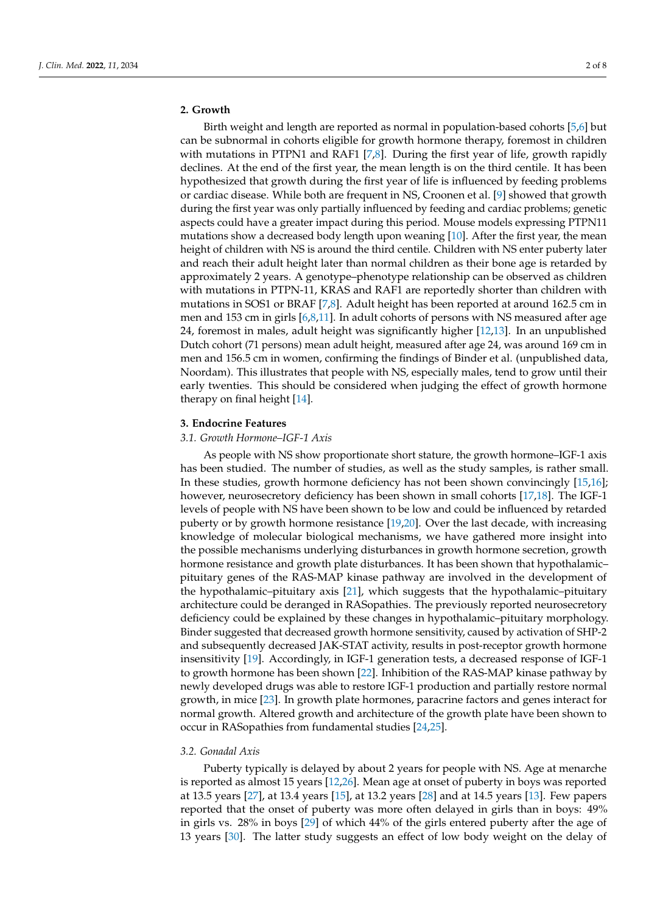## 2. Growth

Birth weight and length are reported as normal in population-based cohorts [5,6] but can be subnormal in cohorts eligible for growth hormone therapy, foremost in children with mutations in PTPN1 and RAF1 [7,8]. During the first year of life, growth rapidly declines. At the end of the first year, the mean length is on the third centile. It has been hypothesized that growth during the first year of life is influenced by feeding problems or cardiac disease. While both are frequent in NS, Croonen et al. [9] showed that growth during the first year was only partially influenced by feeding and cardiac problems; genetic aspects could have a greater impact during this period. Mouse models expressing PTPN11 mutations show a decreased body length upon weaning [10]. After the first year, the mean height of children with NS is around the third centile. Children with NS enter puberty later and reach their adult height later than normal children as their bone age is retarded by approximately 2 years. A genotype–phenotype relationship can be observed as children with mutations in PTPN-11, KRAS and RAF1 are reportedly shorter than children with mutations in SOS1 or BRAF [7,8]. Adult height has been reported at around 162.5 cm in men and 153 cm in girls [6,8,11]. In adult cohorts of persons with NS measured after age 24, foremost in males, adult height was significantly higher [12,13]. In an unpublished Dutch cohort (71 persons) mean adult height, measured after age 24, was around 169 cm in men and 156.5 cm in women, confirming the findings of Binder et al. (unpublished data, Noordam). This illustrates that people with NS, especially males, tend to grow until their early twenties. This should be considered when judging the effect of growth hormone therapy on final height [14].

## 3. Endocrine Features

### *3.1. Growth Hormone–IGF-1 Axis*

As people with NS show proportionate short stature, the growth hormone–IGF-1 axis has been studied. The number of studies, as well as the study samples, is rather small. In these studies, growth hormone deficiency has not been shown convincingly [15,16]; however, neurosecretory deficiency has been shown in small cohorts [17,18]. The IGF-1 levels of people with NS have been shown to be low and could be influenced by retarded puberty or by growth hormone resistance [19,20]. Over the last decade, with increasing knowledge of molecular biological mechanisms, we have gathered more insight into the possible mechanisms underlying disturbances in growth hormone secretion, growth hormone resistance and growth plate disturbances. It has been shown that hypothalamic–pituitary genes of the RAS-MAP kinase pathway are involved in the development of the hypothalamic–pituitary axis [21], which suggests that the hypothalamic–pituitary architecture could be deranged in RASopathies. The previously reported neurosecretory deficiency could be explained by these changes in hypothalamic–pituitary morphology. Binder suggested that decreased growth hormone sensitivity, caused by activation of SHP-2 and subsequently decreased JAK-STAT activity, results in post-receptor growth hormone insensitivity [19]. Accordingly, in IGF-1 generation tests, a decreased response of IGF-1 to growth hormone has been shown [22]. Inhibition of the RAS-MAP kinase pathway by newly developed drugs was able to restore IGF-1 production and partially restore normal growth, in mice [23]. In growth plate hormones, paracrine factors and genes interact for normal growth. Altered growth and architecture of the growth plate have been shown to occur in RASopathies from fundamental studies [24,25].

### *3.2. Gonadal Axis*

Puberty typically is delayed by about 2 years for people with NS. Age at menarche is reported as almost 15 years [12,26]. Mean age at onset of puberty in boys was reported at 13.5 years [27], at 13.4 years [15], at 13.2 years [28] and at 14.5 years [13]. Few papers reported that the onset of puberty was more often delayed in girls than in boys: 49% in girls vs. 28% in boys [29] of which 44% of the girls entered puberty after the age of 13 years [30]. The latter study suggests an effect of low body weight on the delay of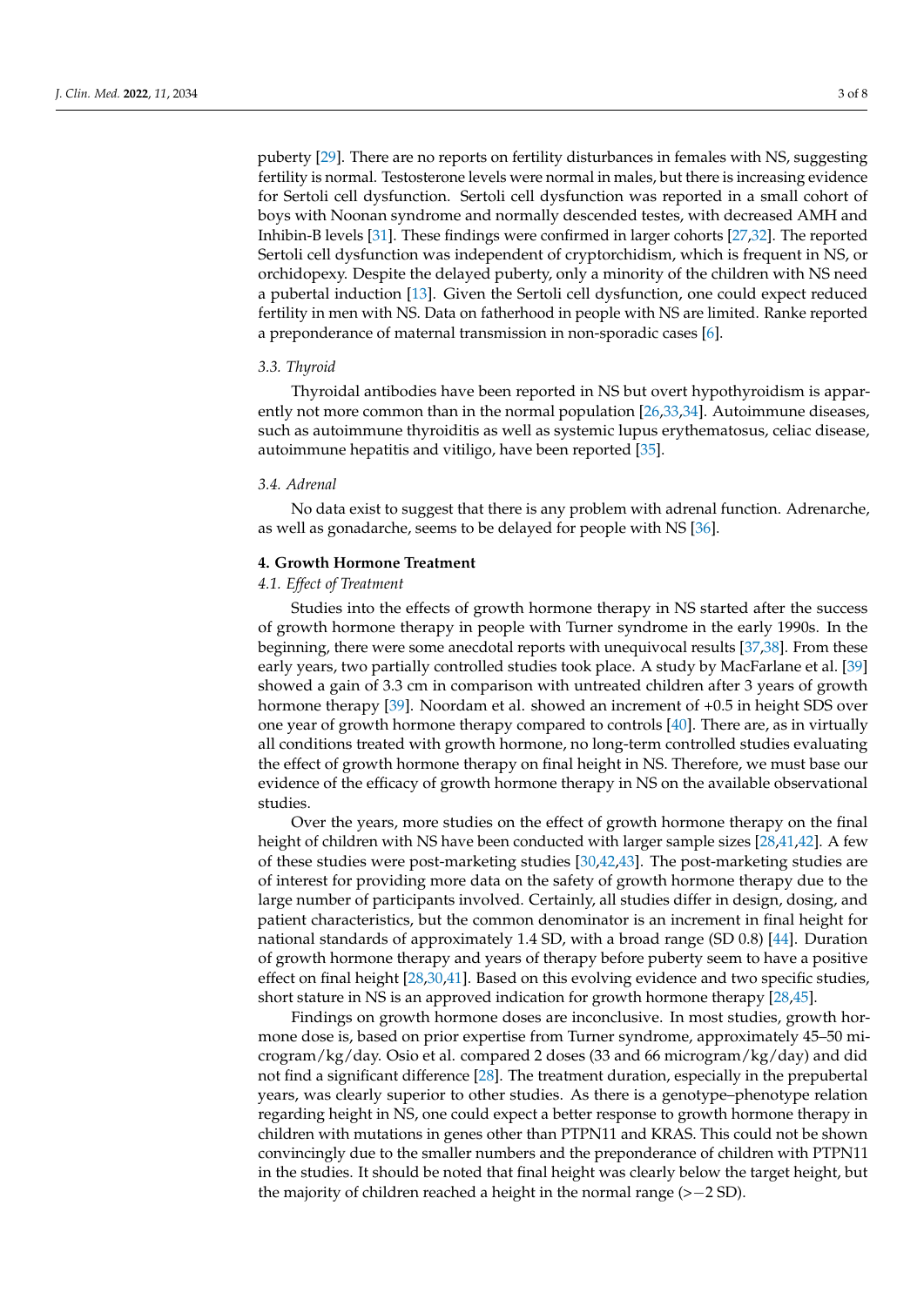puberty [29]. There are no reports on fertility disturbances in females with NS, suggesting fertility is normal. Testosterone levels were normal in males, but there is increasing evidence for Sertoli cell dysfunction. Sertoli cell dysfunction was reported in a small cohort of boys with Noonan syndrome and normally descended testes, with decreased AMH and Inhibin-B levels [31]. These findings were confirmed in larger cohorts [27,32]. The reported Sertoli cell dysfunction was independent of cryptorchidism, which is frequent in NS, or orchidopexy. Despite the delayed puberty, only a minority of the children with NS need a pubertal induction [13]. Given the Sertoli cell dysfunction, one could expect reduced fertility in men with NS. Data on fatherhood in people with NS are limited. Ranke reported a preponderance of maternal transmission in non-sporadic cases [6].

### 3.3. Thyroid

Thyroidal antibodies have been reported in NS but overt hypothyroidism is apparently not more common than in the normal population [26,33,34]. Autoimmune diseases, such as autoimmune thyroiditis as well as systemic lupus erythematosus, celiac disease, autoimmune hepatitis and vitiligo, have been reported [35].

### 3.4. Adrenal

No data exist to suggest that there is any problem with adrenal function. Adrenarche, as well as gonadarche, seems to be delayed for people with NS [36].

## 4. Growth Hormone Treatment

### 4.1. Effect of Treatment

Studies into the effects of growth hormone therapy in NS started after the success of growth hormone therapy in people with Turner syndrome in the early 1990s. In the beginning, there were some anecdotal reports with unequivocal results [37,38]. From these early years, two partially controlled studies took place. A study by MacFarlane et al. [39] showed a gain of 3.3 cm in comparison with untreated children after 3 years of growth hormone therapy [39]. Noordam et al. showed an increment of +0.5 in height SDS over one year of growth hormone therapy compared to controls [40]. There are, as in virtually all conditions treated with growth hormone, no long-term controlled studies evaluating the effect of growth hormone therapy on final height in NS. Therefore, we must base our evidence of the efficacy of growth hormone therapy in NS on the available observational studies.

Over the years, more studies on the effect of growth hormone therapy on the final height of children with NS have been conducted with larger sample sizes [28,41,42]. A few of these studies were post-marketing studies [30,42,43]. The post-marketing studies are of interest for providing more data on the safety of growth hormone therapy due to the large number of participants involved. Certainly, all studies differ in design, dosing, and patient characteristics, but the common denominator is an increment in final height for national standards of approximately 1.4 SD, with a broad range (SD 0.8) [44]. Duration of growth hormone therapy and years of therapy before puberty seem to have a positive effect on final height [28,30,41]. Based on this evolving evidence and two specific studies, short stature in NS is an approved indication for growth hormone therapy [28,45].

Findings on growth hormone doses are inconclusive. In most studies, growth hormone dose is, based on prior expertise from Turner syndrome, approximately 45–50 microgram/kg/day. Osio et al. compared 2 doses (33 and 66 microgram/kg/day) and did not find a significant difference [28]. The treatment duration, especially in the prepubertal years, was clearly superior to other studies. As there is a genotype–phenotype relation regarding height in NS, one could expect a better response to growth hormone therapy in children with mutations in genes other than PTPN11 and KRAS. This could not be shown convincingly due to the smaller numbers and the preponderance of children with PTPN11 in the studies. It should be noted that final height was clearly below the target height, but the majority of children reached a height in the normal range ($> -2$ SD).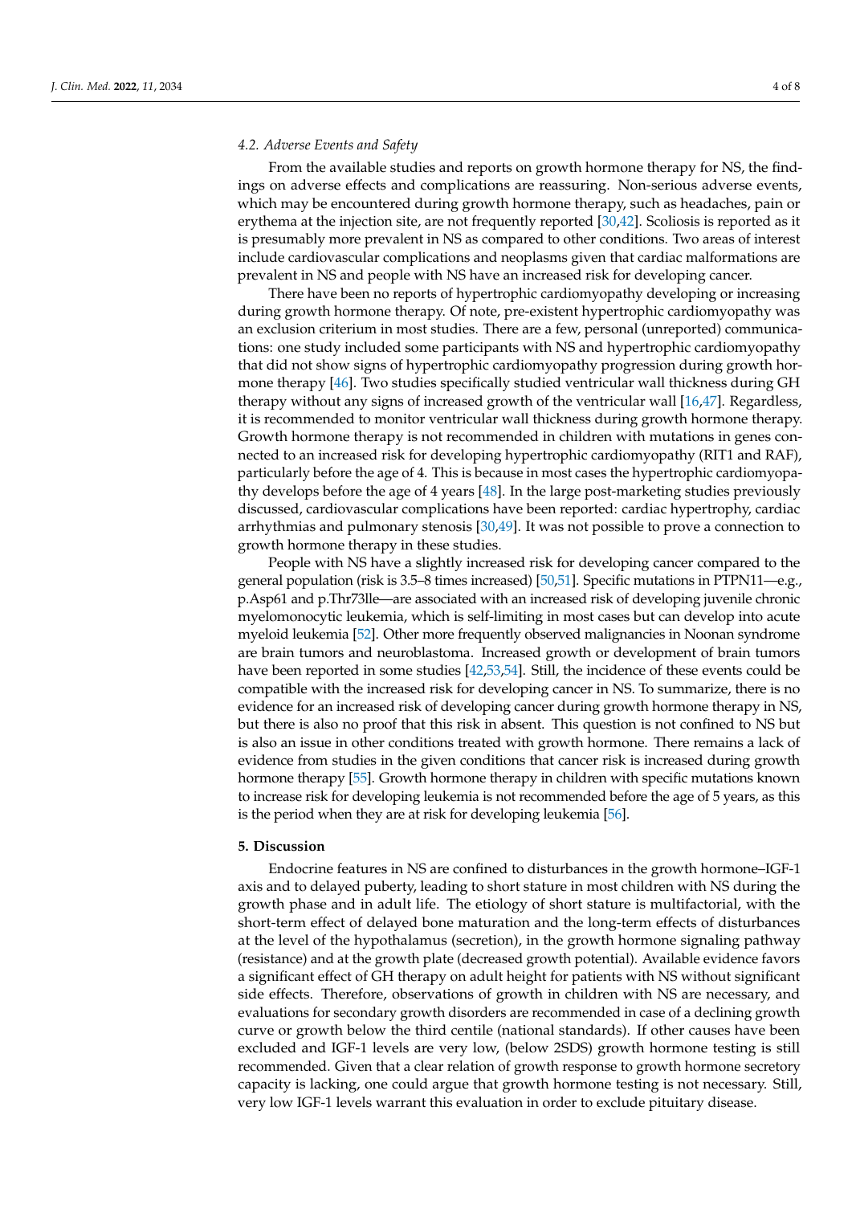### 4.2. Adverse Events and Safety

From the available studies and reports on growth hormone therapy for NS, the findings on adverse effects and complications are reassuring. Non-serious adverse events, which may be encountered during growth hormone therapy, such as headaches, pain or erythema at the injection site, are not frequently reported [30,42]. Scoliosis is reported as it is presumably more prevalent in NS as compared to other conditions. Two areas of interest include cardiovascular complications and neoplasms given that cardiac malformations are prevalent in NS and people with NS have an increased risk for developing cancer.

There have been no reports of hypertrophic cardiomyopathy developing or increasing during growth hormone therapy. Of note, pre-existent hypertrophic cardiomyopathy was an exclusion criterium in most studies. There are a few, personal (unreported) communications: one study included some participants with NS and hypertrophic cardiomyopathy that did not show signs of hypertrophic cardiomyopathy progression during growth hormone therapy [46]. Two studies specifically studied ventricular wall thickness during GH therapy without any signs of increased growth of the ventricular wall [16,47]. Regardless, it is recommended to monitor ventricular wall thickness during growth hormone therapy. Growth hormone therapy is not recommended in children with mutations in genes connected to an increased risk for developing hypertrophic cardiomyopathy (RIT1 and RAF), particularly before the age of 4. This is because in most cases the hypertrophic cardiomyopathy develops before the age of 4 years [48]. In the large post-marketing studies previously discussed, cardiovascular complications have been reported: cardiac hypertrophy, cardiac arrhythmias and pulmonary stenosis [30,49]. It was not possible to prove a connection to growth hormone therapy in these studies.

People with NS have a slightly increased risk for developing cancer compared to the general population (risk is 3.5–8 times increased) [50,51]. Specific mutations in PTPN11—e.g., p.Asp61 and p.Thr73lle—are associated with an increased risk of developing juvenile chronic myelomonocytic leukemia, which is self-limiting in most cases but can develop into acute myeloid leukemia [52]. Other more frequently observed malignancies in Noonan syndrome are brain tumors and neuroblastoma. Increased growth or development of brain tumors have been reported in some studies [42,53,54]. Still, the incidence of these events could be compatible with the increased risk for developing cancer in NS. To summarize, there is no evidence for an increased risk of developing cancer during growth hormone therapy in NS, but there is also no proof that this risk in absent. This question is not confined to NS but is also an issue in other conditions treated with growth hormone. There remains a lack of evidence from studies in the given conditions that cancer risk is increased during growth hormone therapy [55]. Growth hormone therapy in children with specific mutations known to increase risk for developing leukemia is not recommended before the age of 5 years, as this is the period when they are at risk for developing leukemia [56].

## 5. Discussion

Endocrine features in NS are confined to disturbances in the growth hormone–IGF-1 axis and to delayed puberty, leading to short stature in most children with NS during the growth phase and in adult life. The etiology of short stature is multifactorial, with the short-term effect of delayed bone maturation and the long-term effects of disturbances at the level of the hypothalamus (secretion), in the growth hormone signaling pathway (resistance) and at the growth plate (decreased growth potential). Available evidence favors a significant effect of GH therapy on adult height for patients with NS without significant side effects. Therefore, observations of growth in children with NS are necessary, and evaluations for secondary growth disorders are recommended in case of a declining growth curve or growth below the third centile (national standards). If other causes have been excluded and IGF-1 levels are very low, (below 2SDS) growth hormone testing is still recommended. Given that a clear relation of growth response to growth hormone secretory capacity is lacking, one could argue that growth hormone testing is not necessary. Still, very low IGF-1 levels warrant this evaluation in order to exclude pituitary disease.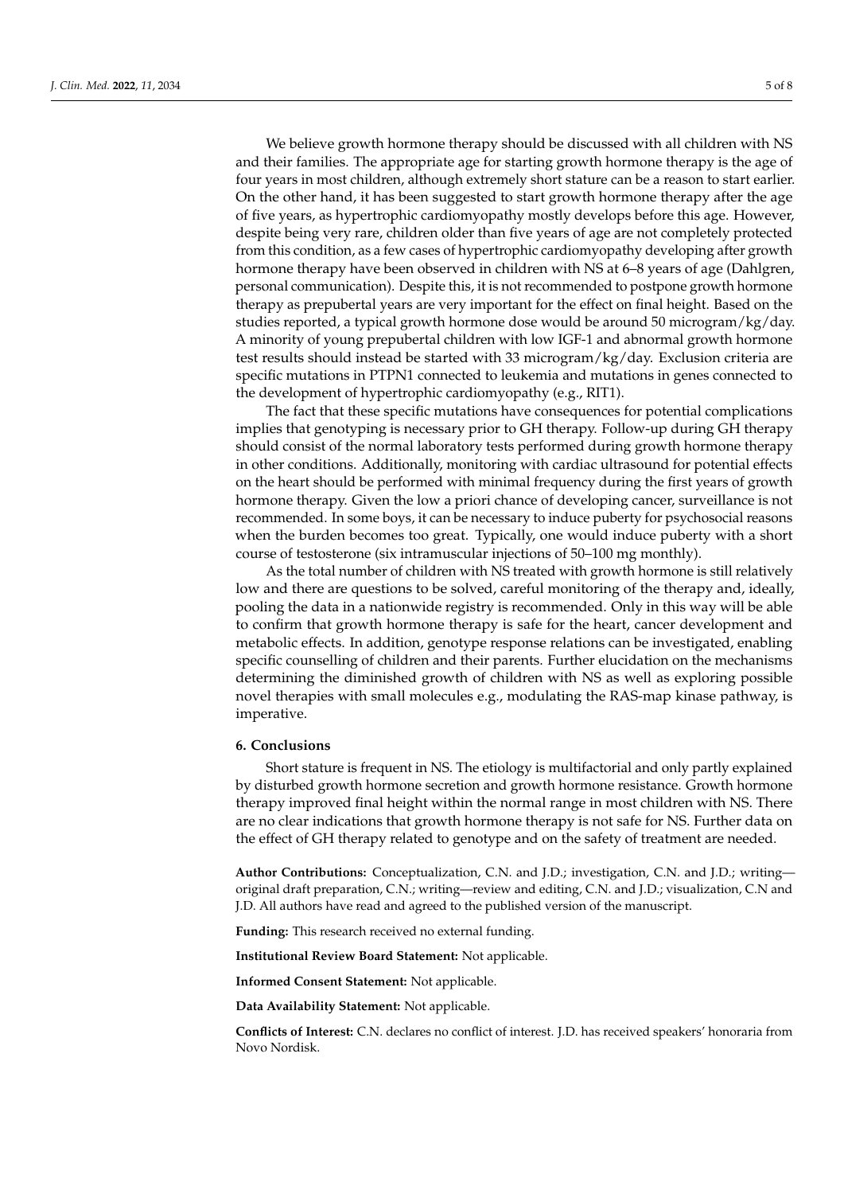We believe growth hormone therapy should be discussed with all children with NS and their families. The appropriate age for starting growth hormone therapy is the age of four years in most children, although extremely short stature can be a reason to start earlier. On the other hand, it has been suggested to start growth hormone therapy after the age of five years, as hypertrophic cardiomyopathy mostly develops before this age. However, despite being very rare, children older than five years of age are not completely protected from this condition, as a few cases of hypertrophic cardiomyopathy developing after growth hormone therapy have been observed in children with NS at 6–8 years of age (Dahlgren, personal communication). Despite this, it is not recommended to postpone growth hormone therapy as prepubertal years are very important for the effect on final height. Based on the studies reported, a typical growth hormone dose would be around 50 microgram/kg/day. A minority of young prepubertal children with low IGF-1 and abnormal growth hormone test results should instead be started with 33 microgram/kg/day. Exclusion criteria are specific mutations in PTPN1 connected to leukemia and mutations in genes connected to the development of hypertrophic cardiomyopathy (e.g., RIT1).

The fact that these specific mutations have consequences for potential complications implies that genotyping is necessary prior to GH therapy. Follow-up during GH therapy should consist of the normal laboratory tests performed during growth hormone therapy in other conditions. Additionally, monitoring with cardiac ultrasound for potential effects on the heart should be performed with minimal frequency during the first years of growth hormone therapy. Given the low a priori chance of developing cancer, surveillance is not recommended. In some boys, it can be necessary to induce puberty for psychosocial reasons when the burden becomes too great. Typically, one would induce puberty with a short course of testosterone (six intramuscular injections of 50–100 mg monthly).

As the total number of children with NS treated with growth hormone is still relatively low and there are questions to be solved, careful monitoring of the therapy and, ideally, pooling the data in a nationwide registry is recommended. Only in this way will be able to confirm that growth hormone therapy is safe for the heart, cancer development and metabolic effects. In addition, genotype response relations can be investigated, enabling specific counselling of children and their parents. Further elucidation on the mechanisms determining the diminished growth of children with NS as well as exploring possible novel therapies with small molecules e.g., modulating the RAS-map kinase pathway, is imperative.

## 6. Conclusions

Short stature is frequent in NS. The etiology is multifactorial and only partly explained by disturbed growth hormone secretion and growth hormone resistance. Growth hormone therapy improved final height within the normal range in most children with NS. There are no clear indications that growth hormone therapy is not safe for NS. Further data on the effect of GH therapy related to genotype and on the safety of treatment are needed.

**Author Contributions:** Conceptualization, C.N. and J.D.; investigation, C.N. and J.D.; writing—original draft preparation, C.N.; writing—review and editing, C.N. and J.D.; visualization, C.N and J.D. All authors have read and agreed to the published version of the manuscript.

**Funding:** This research received no external funding.

**Institutional Review Board Statement:** Not applicable.

**Informed Consent Statement:** Not applicable.

**Data Availability Statement:** Not applicable.

**Conflicts of Interest:** C.N. declares no conflict of interest. J.D. has received speakers' honoraria from Novo Nordisk.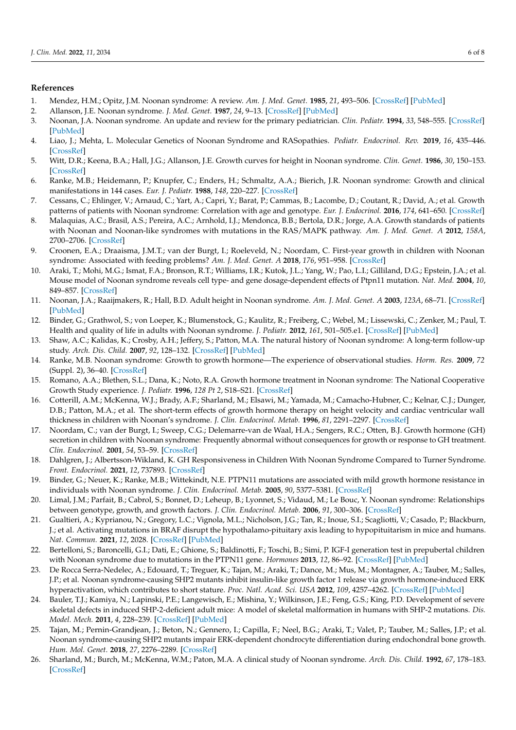## References

1. Mendez, H.M.; Opitz, J.M. Noonan syndrome: A review. *Am. J. Med. Genet.* **1985**, *21*, 493–506. [CrossRef] [PubMed]
2. Allanson, J.E. Noonan syndrome. *J. Med. Genet.* **1987**, *24*, 9–13. [CrossRef] [PubMed]
3. Noonan, J.A. Noonan syndrome. An update and review for the primary pediatrician. *Clin. Pediatr.* **1994**, *33*, 548–555. [CrossRef] [PubMed]
4. Liao, J.; Mehta, L. Molecular Genetics of Noonan Syndrome and RASopathies. *Pediatr. Endocrinol. Rev.* **2019**, *16*, 435–446. [CrossRef]
5. Witt, D.R.; Keena, B.A.; Hall, J.G.; Allanson, J.E. Growth curves for height in Noonan syndrome. *Clin. Genet.* **1986**, *30*, 150–153. [CrossRef]
6. Ranke, M.B.; Heidemann, P.; Knupfer, C.; Enders, H.; Schmaltz, A.A.; Bierich, J.R. Noonan syndrome: Growth and clinical manifestations in 144 cases. *Eur. J. Pediatr.* **1988**, *148*, 220–227. [CrossRef]
7. Cessans, C.; Ehlinger, V.; Arnaud, C.; Yart, A.; Capri, Y.; Barat, P.; Cammas, B.; Lacombe, D.; Coutant, R.; David, A.; et al. Growth patterns of patients with Noonan syndrome: Correlation with age and genotype. *Eur. J. Endocrinol.* **2016**, *174*, 641–650. [CrossRef]
8. Malaquias, A.C.; Brasil, A.S.; Pereira, A.C.; Arnhold, I.J.; Mendonca, B.B.; Bertola, D.R.; Jorge, A.A. Growth standards of patients with Noonan and Noonan-like syndromes with mutations in the RAS/MAPK pathway. *Am. J. Med. Genet. A* **2012**, *158A*, 2700–2706. [CrossRef]
9. Croonen, E.A.; Draaisma, J.M.T.; van der Burgt, I.; Roeleveld, N.; Noordam, C. First-year growth in children with Noonan syndrome: Associated with feeding problems? *Am. J. Med. Genet. A* **2018**, *176*, 951–958. [CrossRef]
10. Araki, T.; Mohi, M.G.; Ismat, F.A.; Bronson, R.T.; Williams, I.R.; Kutok, J.L.; Yang, W.; Pao, L.I.; Gilliland, D.G.; Epstein, J.A.; et al. Mouse model of Noonan syndrome reveals cell type- and gene dosage-dependent effects of Ptpn11 mutation. *Nat. Med.* **2004**, *10*, 849–857. [CrossRef]
11. Noonan, J.A.; Raaijmakers, R.; Hall, B.D. Adult height in Noonan syndrome. *Am. J. Med. Genet. A* **2003**, *123A*, 68–71. [CrossRef] [PubMed]
12. Binder, G.; Grathwol, S.; von Loeper, K.; Blumenstock, G.; Kaulitz, R.; Freiberg, C.; Webel, M.; Lissewski, C.; Zenker, M.; Paul, T. Health and quality of life in adults with Noonan syndrome. *J. Pediatr.* **2012**, *161*, 501–505.e1. [CrossRef] [PubMed]
13. Shaw, A.C.; Kalidas, K.; Crosby, A.H.; Jeffery, S.; Patton, M.A. The natural history of Noonan syndrome: A long-term follow-up study. *Arch. Dis. Child.* **2007**, *92*, 128–132. [CrossRef] [PubMed]
14. Ranke, M.B. Noonan syndrome: Growth to growth hormone—The experience of observational studies. *Horm. Res.* **2009**, *72* (Suppl. 2), 36–40. [CrossRef]
15. Romano, A.A.; Blethen, S.L.; Dana, K.; Noto, R.A. Growth hormone treatment in Noonan syndrome: The National Cooperative Growth Study experience. *J. Pediatr.* **1996**, *128 Pt 2*, S18–S21. [CrossRef]
16. Cotterill, A.M.; McKenna, W.J.; Brady, A.F.; Sharland, M.; Elsawi, M.; Yamada, M.; Camacho-Hubner, C.; Kelnar, C.J.; Dunger, D.B.; Patton, M.A.; et al. The short-term effects of growth hormone therapy on height velocity and cardiac ventricular wall thickness in children with Noonan's syndrome. *J. Clin. Endocrinol. Metab.* **1996**, *81*, 2291–2297. [CrossRef]
17. Noordam, C.; van der Burgt, I.; Sweep, C.G.; Delemarre-van de Waal, H.A.; Sengers, R.C.; Otten, B.J. Growth hormone (GH) secretion in children with Noonan syndrome: Frequently abnormal without consequences for growth or response to GH treatment. *Clin. Endocrinol.* **2001**, *54*, 53–59. [CrossRef]
18. Dahlgren, J.; Albertsson-Wikland, K. GH Responsiveness in Children With Noonan Syndrome Compared to Turner Syndrome. *Front. Endocrinol.* **2021**, *12*, 737893. [CrossRef]
19. Binder, G.; Neuer, K.; Ranke, M.B.; Wittekindt, N.E. PTPN11 mutations are associated with mild growth hormone resistance in individuals with Noonan syndrome. *J. Clin. Endocrinol. Metab.* **2005**, *90*, 5377–5381. [CrossRef]
20. Limal, J.M.; Parfait, B.; Cabrol, S.; Bonnet, D.; Leheup, B.; Lyonnet, S.; Vidaud, M.; Le Bouc, Y. Noonan syndrome: Relationships between genotype, growth, and growth factors. *J. Clin. Endocrinol. Metab.* **2006**, *91*, 300–306. [CrossRef]
21. Gualtieri, A.; Kyprianou, N.; Gregory, L.C.; Vignola, M.L.; Nicholson, J.G.; Tan, R.; Inoue, S.I.; Scagliotti, V.; Casado, P.; Blackburn, J.; et al. Activating mutations in BRAF disrupt the hypothalamo-pituitary axis leading to hypopituitarism in mice and humans. *Nat. Commun.* **2021**, *12*, 2028. [CrossRef] [PubMed]
22. Bertelloni, S.; Baroncelli, G.I.; Dati, E.; Ghione, S.; Baldinotti, F.; Toschi, B.; Simi, P. IGF-I generation test in prepubertal children with Noonan syndrome due to mutations in the PTPN11 gene. *Hormones* **2013**, *12*, 86–92. [CrossRef] [PubMed]
23. De Rocca Serra-Nedelec, A.; Edouard, T.; Treguer, K.; Tajan, M.; Araki, T.; Dance, M.; Mus, M.; Montagner, A.; Tauber, M.; Salles, J.P.; et al. Noonan syndrome-causing SHP2 mutants inhibit insulin-like growth factor 1 release via growth hormone-induced ERK hyperactivation, which contributes to short stature. *Proc. Natl. Acad. Sci. USA* **2012**, *109*, 4257–4262. [CrossRef] [PubMed]
24. Bauler, T.J.; Kamiya, N.; Lapinski, P.E.; Langewisch, E.; Mishina, Y.; Wilkinson, J.E.; Feng, G.S.; King, P.D. Development of severe skeletal defects in induced SHP-2-deficient adult mice: A model of skeletal malformation in humans with SHP-2 mutations. *Dis. Model. Mech.* **2011**, *4*, 228–239. [CrossRef] [PubMed]
25. Tajan, M.; Pernin-Grandjean, J.; Beton, N.; Gennero, I.; Capilla, F.; Neel, B.G.; Araki, T.; Valet, P.; Tauber, M.; Salles, J.P.; et al. Noonan syndrome-causing SHP2 mutants impair ERK-dependent chondrocyte differentiation during endochondral bone growth. *Hum. Mol. Genet.* **2018**, *27*, 2276–2289. [CrossRef]
26. Sharland, M.; Burch, M.; McKenna, W.M.; Paton, M.A. A clinical study of Noonan syndrome. *Arch. Dis. Child.* **1992**, *67*, 178–183. [CrossRef]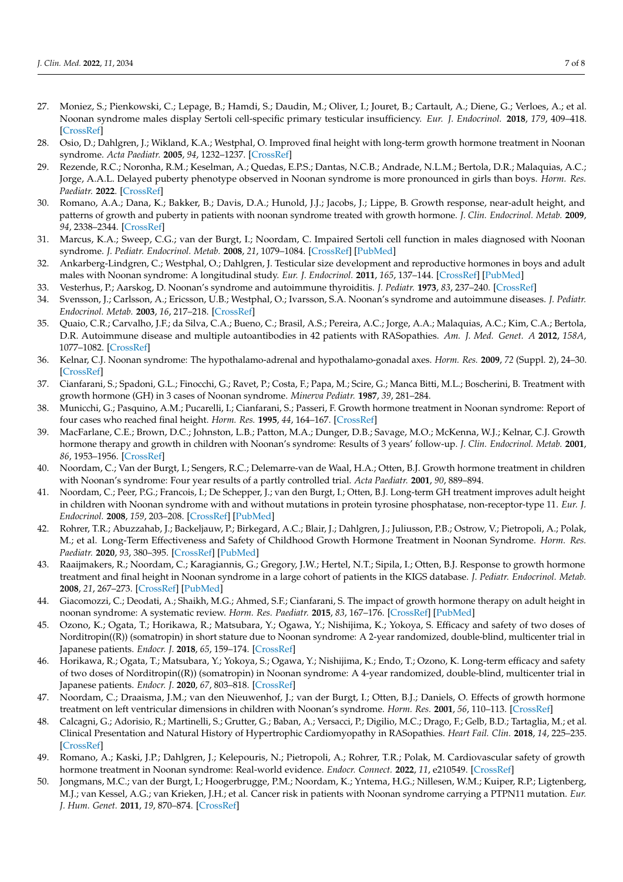27. Moniez, S.; Pienkowski, C.; Lepage, B.; Hamdi, S.; Daudin, M.; Oliver, I.; Jouret, B.; Cartault, A.; Diene, G.; Verloes, A.; et al. Noonan syndrome males display Sertoli cell-specific primary testicular insufficiency. *Eur. J. Endocrinol.* **2018**, *179*, 409–418. [CrossRef]
28. Osio, D.; Dahlgren, J.; Wikland, K.A.; Westphal, O. Improved final height with long-term growth hormone treatment in Noonan syndrome. *Acta Paediatr.* **2005**, *94*, 1232–1237. [CrossRef]
29. Rezende, R.C.; Noronha, R.M.; Keselman, A.; Quedas, E.P.S.; Dantas, N.C.B.; Andrade, N.L.M.; Bertola, D.R.; Malaquias, A.C.; Jorge, A.A.L. Delayed puberty phenotype observed in Noonan syndrome is more pronounced in girls than boys. *Horm. Res. Paediatr.* **2022**. [CrossRef]
30. Romano, A.A.; Dana, K.; Bakker, B.; Davis, D.A.; Hunold, J.J.; Jacobs, J.; Lippe, B. Growth response, near-adult height, and patterns of growth and puberty in patients with noonan syndrome treated with growth hormone. *J. Clin. Endocrinol. Metab.* **2009**, *94*, 2338–2344. [CrossRef]
31. Marcus, K.A.; Sweep, C.G.; van der Burgt, I.; Noordam, C. Impaired Sertoli cell function in males diagnosed with Noonan syndrome. *J. Pediatr. Endocrinol. Metab.* **2008**, *21*, 1079–1084. [CrossRef] [PubMed]
32. Ankarberg-Lindgren, C.; Westphal, O.; Dahlgren, J. Testicular size development and reproductive hormones in boys and adult males with Noonan syndrome: A longitudinal study. *Eur. J. Endocrinol.* **2011**, *165*, 137–144. [CrossRef] [PubMed]
33. Vesterhus, P.; Aarskog, D. Noonan's syndrome and autoimmune thyroiditis. *J. Pediatr.* **1973**, *83*, 237–240. [CrossRef]
34. Svensson, J.; Carlsson, A.; Ericsson, U.B.; Westphal, O.; Ivarsson, S.A. Noonan's syndrome and autoimmune diseases. *J. Pediatr. Endocrinol. Metab.* **2003**, *16*, 217–218. [CrossRef]
35. Quaio, C.R.; Carvalho, J.F.; da Silva, C.A.; Bueno, C.; Brasil, A.S.; Pereira, A.C.; Jorge, A.A.; Malaquias, A.C.; Kim, C.A.; Bertola, D.R. Autoimmune disease and multiple autoantibodies in 42 patients with RASopathies. *Am. J. Med. Genet. A* **2012**, *158A*, 1077–1082. [CrossRef]
36. Kelnar, C.J. Noonan syndrome: The hypothalamo-adrenal and hypothalamo-gonadal axes. *Horm. Res.* **2009**, *72* (Suppl. 2), 24–30. [CrossRef]
37. Cianfarani, S.; Spadoni, G.L.; Finocchi, G.; Ravet, P.; Costa, F.; Papa, M.; Scire, G.; Manca Bitti, M.L.; Boscherini, B. Treatment with growth hormone (GH) in 3 cases of Noonan syndrome. *Minerva Pediatr.* **1987**, *39*, 281–284.
38. Municchi, G.; Pasquino, A.M.; Pucarelli, I.; Cianfarani, S.; Passeri, F. Growth hormone treatment in Noonan syndrome: Report of four cases who reached final height. *Horm. Res.* **1995**, *44*, 164–167. [CrossRef]
39. MacFarlane, C.E.; Brown, D.C.; Johnston, L.B.; Patton, M.A.; Dunger, D.B.; Savage, M.O.; McKenna, W.J.; Kelnar, C.J. Growth hormone therapy and growth in children with Noonan's syndrome: Results of 3 years' follow-up. *J. Clin. Endocrinol. Metab.* **2001**, *86*, 1953–1956. [CrossRef]
40. Noordam, C.; Van der Burgt, I.; Sengers, R.C.; Delemarre-van de Waal, H.A.; Otten, B.J. Growth hormone treatment in children with Noonan's syndrome: Four year results of a partly controlled trial. *Acta Paediatr.* **2001**, *90*, 889–894.
41. Noordam, C.; Peer, P.G.; Francois, I.; De Schepper, J.; van den Burgt, I.; Otten, B.J. Long-term GH treatment improves adult height in children with Noonan syndrome with and without mutations in protein tyrosine phosphatase, non-receptor-type 11. *Eur. J. Endocrinol.* **2008**, *159*, 203–208. [CrossRef] [PubMed]
42. Rohrer, T.R.; Abuzzahab, J.; Backeljauw, P.; Birkegard, A.C.; Blair, J.; Dahlgren, J.; Juliusson, P.B.; Ostrow, V.; Pietropoli, A.; Polak, M.; et al. Long-Term Effectiveness and Safety of Childhood Growth Hormone Treatment in Noonan Syndrome. *Horm. Res. Paediatr.* **2020**, *93*, 380–395. [CrossRef] [PubMed]
43. Raaijmakers, R.; Noordam, C.; Karagiannis, G.; Gregory, J.W.; Hertel, N.T.; Sipila, I.; Otten, B.J. Response to growth hormone treatment and final height in Noonan syndrome in a large cohort of patients in the KIGS database. *J. Pediatr. Endocrinol. Metab.* **2008**, *21*, 267–273. [CrossRef] [PubMed]
44. Giacomozzi, C.; Deodati, A.; Shaikh, M.G.; Ahmed, S.F.; Cianfarani, S. The impact of growth hormone therapy on adult height in noonan syndrome: A systematic review. *Horm. Res. Paediatr.* **2015**, *83*, 167–176. [CrossRef] [PubMed]
45. Ozono, K.; Ogata, T.; Horikawa, R.; Matsubara, Y.; Ogawa, Y.; Nishijima, K.; Yokoya, S. Efficacy and safety of two doses of Norditropin((R)) (somatropin) in short stature due to Noonan syndrome: A 2-year randomized, double-blind, multicenter trial in Japanese patients. *Endocr. J.* **2018**, *65*, 159–174. [CrossRef]
46. Horikawa, R.; Ogata, T.; Matsubara, Y.; Yokoya, S.; Ogawa, Y.; Nishijima, K.; Endo, T.; Ozono, K. Long-term efficacy and safety of two doses of Norditropin((R)) (somatropin) in Noonan syndrome: A 4-year randomized, double-blind, multicenter trial in Japanese patients. *Endocr. J.* **2020**, *67*, 803–818. [CrossRef]
47. Noordam, C.; Draaisma, J.M.; van den Nieuwenhof, J.; van der Burgt, I.; Otten, B.J.; Daniels, O. Effects of growth hormone treatment on left ventricular dimensions in children with Noonan's syndrome. *Horm. Res.* **2001**, *56*, 110–113. [CrossRef]
48. Calcagni, G.; Adorisio, R.; Martinelli, S.; Grutter, G.; Baban, A.; Versacci, P.; Digilio, M.C.; Drago, F.; Gelb, B.D.; Tartaglia, M.; et al. Clinical Presentation and Natural History of Hypertrophic Cardiomyopathy in RASopathies. *Heart Fail. Clin.* **2018**, *14*, 225–235. [CrossRef]
49. Romano, A.; Kaski, J.P.; Dahlgren, J.; Kelepouris, N.; Pietropoli, A.; Rohrer, T.R.; Polak, M. Cardiovascular safety of growth hormone treatment in Noonan syndrome: Real-world evidence. *Endocr. Connect.* **2022**, *11*, e210549. [CrossRef]
50. Jongmans, M.C.; van der Burgt, I.; Hoogerbrugge, P.M.; Noordam, K.; Yntema, H.G.; Nillesen, W.M.; Kuiper, R.P.; Ligtenberg, M.J.; van Kessel, A.G.; van Krieken, J.H.; et al. Cancer risk in patients with Noonan syndrome carrying a PTPN11 mutation. *Eur. J. Hum. Genet.* **2011**, *19*, 870–874. [CrossRef]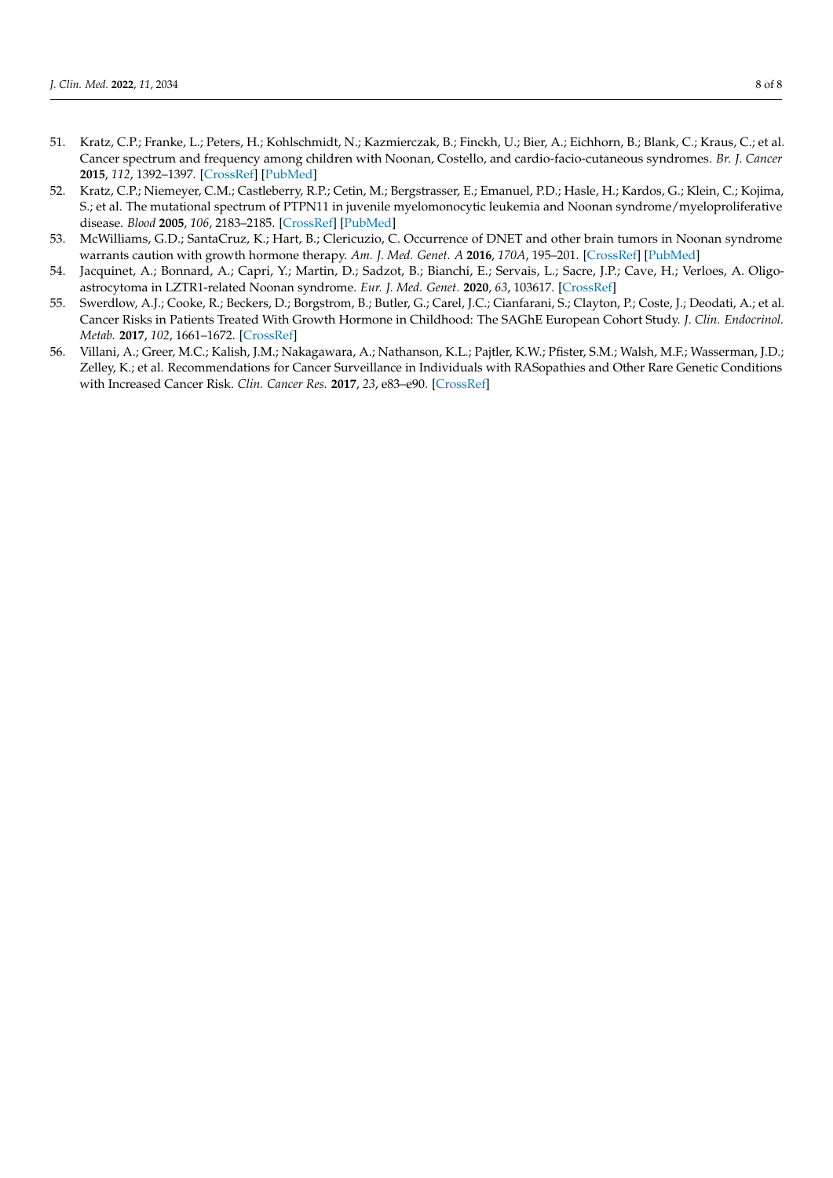51. Kratz, C.P.; Franke, L.; Peters, H.; Kohlschmidt, N.; Kazmierczak, B.; Finckh, U.; Bier, A.; Eichhorn, B.; Blank, C.; Kraus, C.; et al. Cancer spectrum and frequency among children with Noonan, Costello, and cardio-facio-cutaneous syndromes. *Br. J. Cancer* **2015**, *112*, 1392–1397. [CrossRef] [PubMed]
52. Kratz, C.P.; Niemeyer, C.M.; Castleberry, R.P.; Cetin, M.; Bergstrasser, E.; Emanuel, P.D.; Hasle, H.; Kardos, G.; Klein, C.; Kojima, S.; et al. The mutational spectrum of PTPN11 in juvenile myelomonocytic leukemia and Noonan syndrome/myeloproliferative disease. *Blood* **2005**, *106*, 2183–2185. [CrossRef] [PubMed]
53. McWilliams, G.D.; SantaCruz, K.; Hart, B.; Clericuzio, C. Occurrence of DNET and other brain tumors in Noonan syndrome warrants caution with growth hormone therapy. *Am. J. Med. Genet. A* **2016**, *170A*, 195–201. [CrossRef] [PubMed]
54. Jacquinet, A.; Bonnard, A.; Capri, Y.; Martin, D.; Sadzot, B.; Bianchi, E.; Servais, L.; Sacre, J.P.; Cave, H.; Verloes, A. Oligo-astrocytoma in LZTR1-related Noonan syndrome. *Eur. J. Med. Genet.* **2020**, *63*, 103617. [CrossRef]
55. Swerdlow, A.J.; Cooke, R.; Beckers, D.; Borgstrom, B.; Butler, G.; Carel, J.C.; Cianfarani, S.; Clayton, P.; Coste, J.; Deodati, A.; et al. Cancer Risks in Patients Treated With Growth Hormone in Childhood: The SAGhE European Cohort Study. *J. Clin. Endocrinol. Metab.* **2017**, *102*, 1661–1672. [CrossRef]
56. Villani, A.; Greer, M.C.; Kalish, J.M.; Nakagawara, A.; Nathanson, K.L.; Pajtler, K.W.; Pfister, S.M.; Walsh, M.F.; Wasserman, J.D.; Zelley, K.; et al. Recommendations for Cancer Surveillance in Individuals with RASopathies and Other Rare Genetic Conditions with Increased Cancer Risk. *Clin. Cancer Res.* **2017**, *23*, e83–e90. [CrossRef]